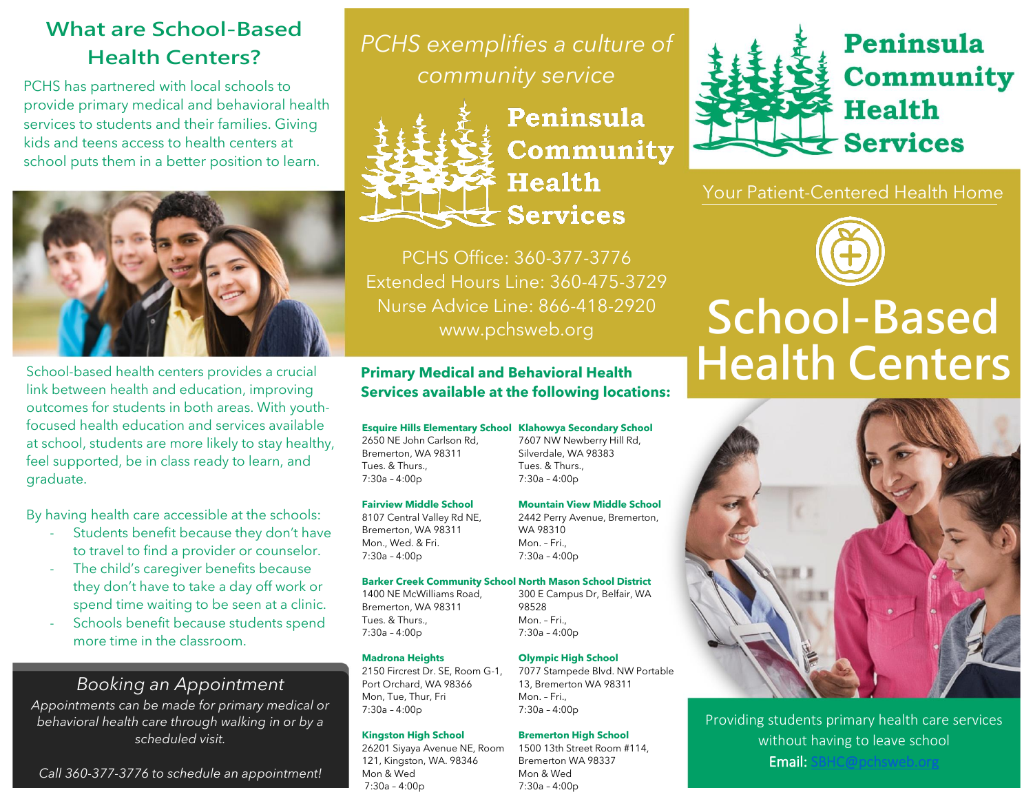## What are School-Based Health Centers?

PCHS has partnered with local schools to provide primary medical and behavioral health services to students and their families. Giving kids and teens access to health centers at school puts them in a better position to learn.

School-based health centers provides a crucial link between health and education, improving outcomes for students in both areas. With youth-focused health education and services available at school, students are more likely to stay healthy, feel supported, be in class ready to learn, and graduate.

By having health care accessible at the schools:

- Students benefit because they don't have to travel to find a provider or counselor.
- The child's caregiver benefits because they don't have to take a day off work or spend time waiting to be seen at a clinic.
- Schools benefit because students spend more time in the classroom.

### *Booking an Appointment*

*Appointments can be made for primary medical or behavioral health care through walking in or by a scheduled visit.*

*Call 360-377-3776 to schedule an appointment!*

*PCHS exemplifies a culture of community service*

**Peninsula Community Health Services**

PCHS Office: 360-377-3776
Extended Hours Line: 360-475-3729
Nurse Advice Line: 866-418-2920
www.pchsweb.org

### Primary Medical and Behavioral Health Services available at the following locations:

**Esquire Hills Elementary School**
2650 NE John Carlson Rd, Bremerton, WA 98311
Tues. & Thurs.,
7:30a – 4:00p

**Klahowya Secondary School**
7607 NW Newberry Hill Rd, Silverdale, WA 98383
Tues. & Thurs.,
7:30a – 4:00p

**Fairview Middle School**
8107 Central Valley Rd NE, Bremerton, WA 98311
Mon., Wed. & Fri.
7:30a – 4:00p

**Mountain View Middle School**
2442 Perry Avenue, Bremerton, WA 98310
Mon. – Fri.,
7:30a – 4:00p

**Barker Creek Community School**
1400 NE McWilliams Road, Bremerton, WA 98311
Tues. & Thurs.,
7:30a – 4:00p

**North Mason School District**
300 E Campus Dr, Belfair, WA 98528
Mon. – Fri.,
7:30a – 4:00p

**Madrona Heights**
2150 Fircrest Dr. SE, Room G-1, Port Orchard, WA 98366
Mon, Tue, Thur, Fri
7:30a – 4:00p

**Olympic High School**
7077 Stampede Blvd. NW Portable 13, Bremerton WA 98311
Mon. – Fri.,
7:30a – 4:00p

**Kingston High School**
26201 Siyaya Avenue NE, Room 121, Kingston, WA. 98346
Mon & Wed
7:30a – 4:00p

**Bremerton High School**
1500 13th Street Room #114, Bremerton WA 98337
Mon & Wed
7:30a – 4:00p

**Peninsula Community Health Services**

Your Patient-Centered Health Home

# School-Based Health Centers

Providing students primary health care services without having to leave school

**Email:** SBHC@pchsweb.org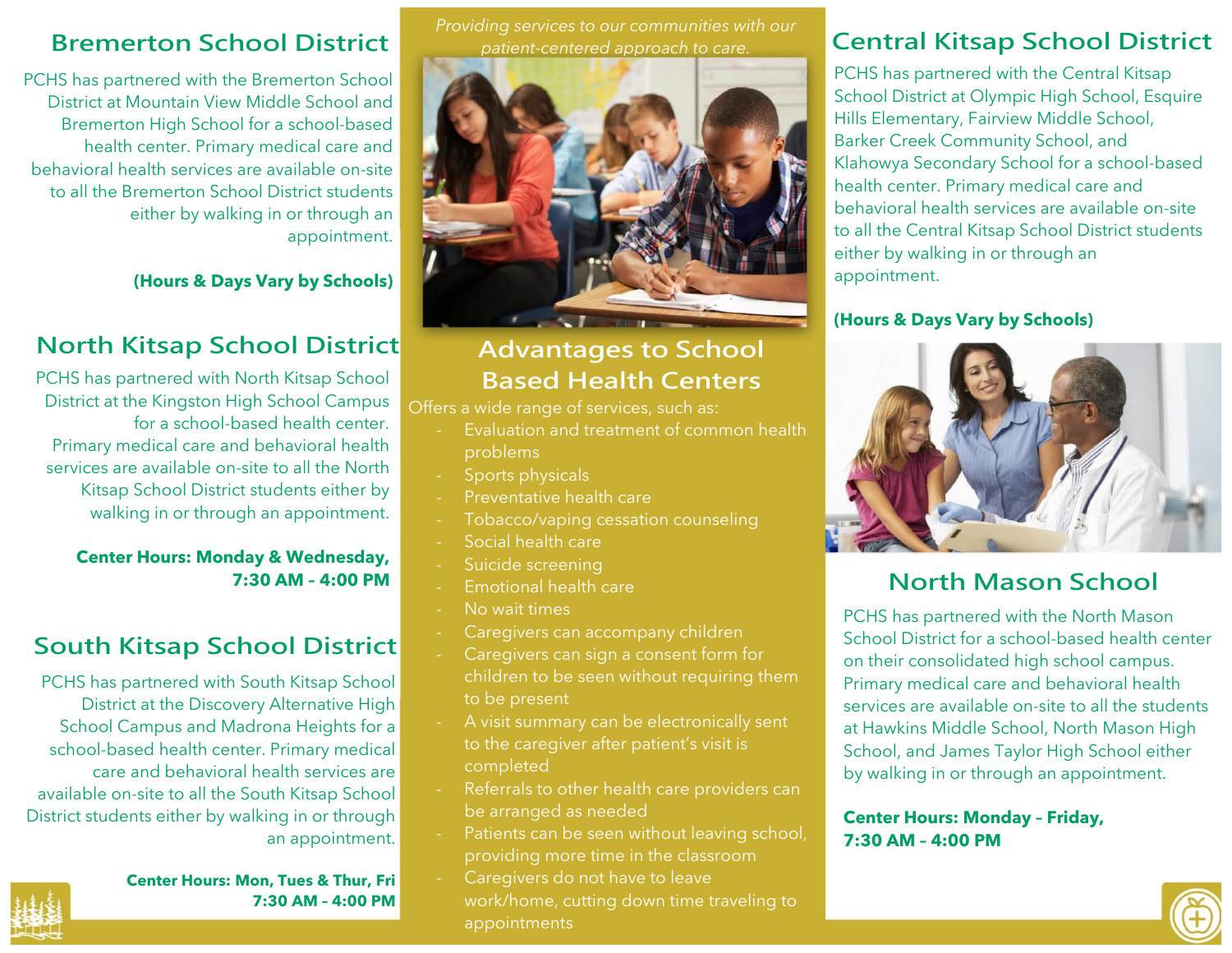## Bremerton School District

PCHS has partnered with the Bremerton School District at Mountain View Middle School and Bremerton High School for a school-based health center. Primary medical care and behavioral health services are available on-site to all the Bremerton School District students either by walking in or through an appointment.

**(Hours & Days Vary by Schools)**

## North Kitsap School District

PCHS has partnered with North Kitsap School District at the Kingston High School Campus for a school-based health center. Primary medical care and behavioral health services are available on-site to all the North Kitsap School District students either by walking in or through an appointment.

**Center Hours: Monday & Wednesday, 7:30 AM – 4:00 PM**

## South Kitsap School District

PCHS has partnered with South Kitsap School District at the Discovery Alternative High School Campus and Madrona Heights for a school-based health center. Primary medical care and behavioral health services are available on-site to all the South Kitsap School District students either by walking in or through an appointment.

**Center Hours: Mon, Tues & Thur, Fri 7:30 AM – 4:00 PM**

*Providing services to our communities with our patient-centered approach to care.*

## Advantages to School Based Health Centers

Offers a wide range of services, such as:

- Evaluation and treatment of common health problems
- Sports physicals
- Preventative health care
- Tobacco/vaping cessation counseling
- Social health care
- Suicide screening
- Emotional health care
- No wait times
- Caregivers can accompany children
- Caregivers can sign a consent form for children to be seen without requiring them to be present
- A visit summary can be electronically sent to the caregiver after patient's visit is completed
- Referrals to other health care providers can be arranged as needed
- Patients can be seen without leaving school, providing more time in the classroom
- Caregivers do not have to leave work/home, cutting down time traveling to appointments

## Central Kitsap School District

PCHS has partnered with the Central Kitsap School District at Olympic High School, Esquire Hills Elementary, Fairview Middle School, Barker Creek Community School, and Klahowya Secondary School for a school-based health center. Primary medical care and behavioral health services are available on-site to all the Central Kitsap School District students either by walking in or through an appointment.

**(Hours & Days Vary by Schools)**

## North Mason School

PCHS has partnered with the North Mason School District for a school-based health center on their consolidated high school campus. Primary medical care and behavioral health services are available on-site to all the students at Hawkins Middle School, North Mason High School, and James Taylor High School either by walking in or through an appointment.

**Center Hours: Monday – Friday, 7:30 AM – 4:00 PM**